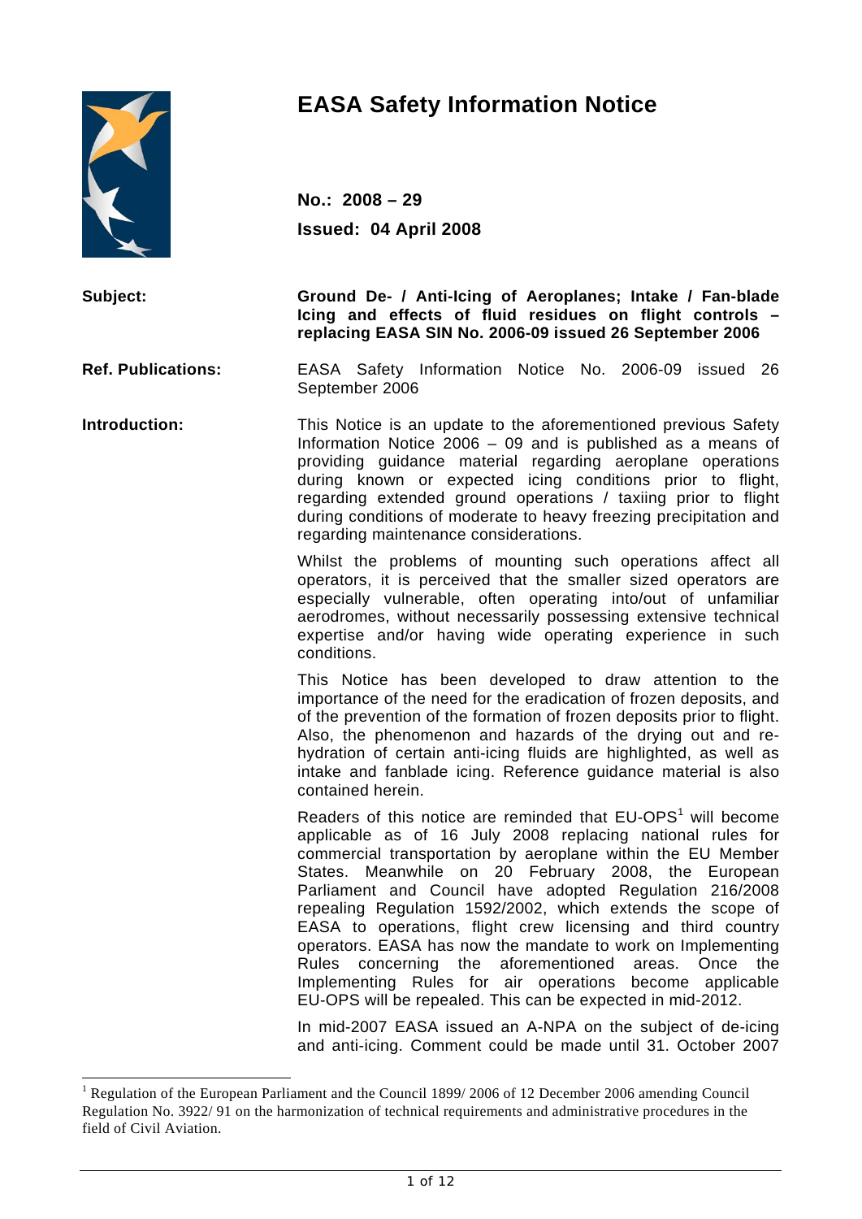# EASA Safety Information Notice

**No.: 2008 – 29**

**Issued: 04 April 2008**

**Subject:** **Ground De- / Anti-Icing of Aeroplanes; Intake / Fan-blade Icing and effects of fluid residues on flight controls – replacing EASA SIN No. 2006-09 issued 26 September 2006**

**Ref. Publications:** EASA Safety Information Notice No. 2006-09 issued 26 September 2006

**Introduction:** This Notice is an update to the aforementioned previous Safety Information Notice 2006 – 09 and is published as a means of providing guidance material regarding aeroplane operations during known or expected icing conditions prior to flight, regarding extended ground operations / taxiing prior to flight during conditions of moderate to heavy freezing precipitation and regarding maintenance considerations.

Whilst the problems of mounting such operations affect all operators, it is perceived that the smaller sized operators are especially vulnerable, often operating into/out of unfamiliar aerodromes, without necessarily possessing extensive technical expertise and/or having wide operating experience in such conditions.

This Notice has been developed to draw attention to the importance of the need for the eradication of frozen deposits, and of the prevention of the formation of frozen deposits prior to flight. Also, the phenomenon and hazards of the drying out and re-hydration of certain anti-icing fluids are highlighted, as well as intake and fanblade icing. Reference guidance material is also contained herein.

Readers of this notice are reminded that EU-OPS[1] will become applicable as of 16 July 2008 replacing national rules for commercial transportation by aeroplane within the EU Member States. Meanwhile on 20 February 2008, the European Parliament and Council have adopted Regulation 216/2008 repealing Regulation 1592/2002, which extends the scope of EASA to operations, flight crew licensing and third country operators. EASA has now the mandate to work on Implementing Rules concerning the aforementioned areas. Once the Implementing Rules for air operations become applicable EU-OPS will be repealed. This can be expected in mid-2012.

In mid-2007 EASA issued an A-NPA on the subject of de-icing and anti-icing. Comment could be made until 31. October 2007

---

[1] Regulation of the European Parliament and the Council 1899/ 2006 of 12 December 2006 amending Council Regulation No. 3922/ 91 on the harmonization of technical requirements and administrative procedures in the field of Civil Aviation.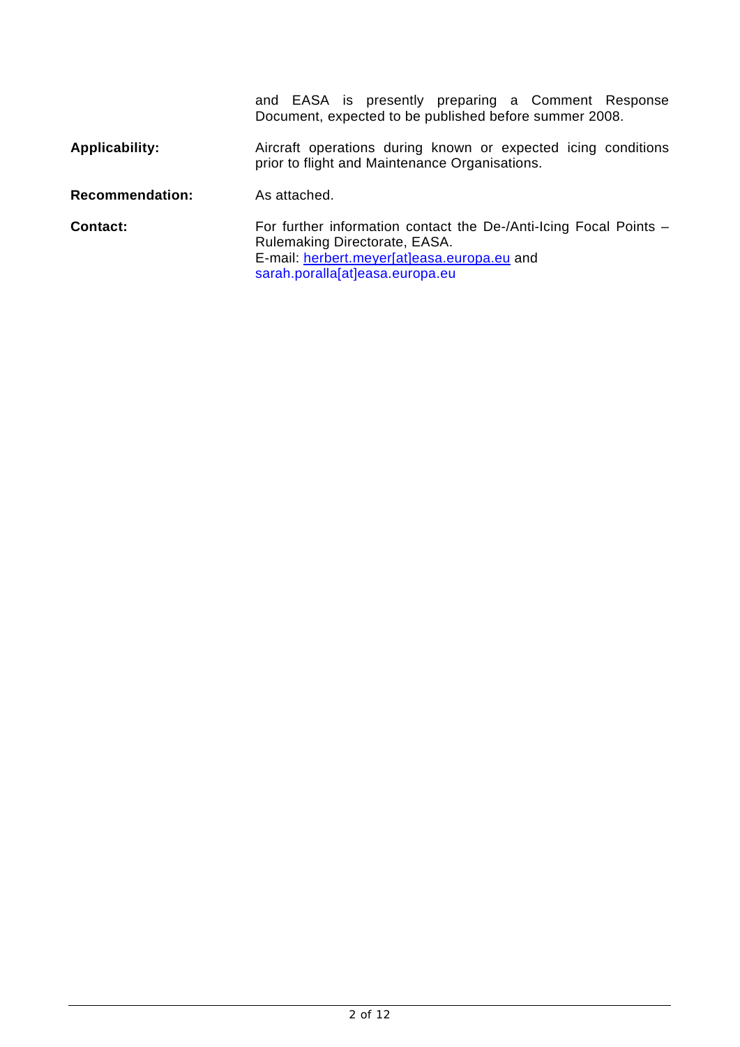and EASA is presently preparing a Comment Response Document, expected to be published before summer 2008.

| | |
|---|---|
| **Applicability:** | Aircraft operations during known or expected icing conditions prior to flight and Maintenance Organisations. |
| **Recommendation:** | As attached. |
| **Contact:** | For further information contact the De-/Anti-Icing Focal Points – Rulemaking Directorate, EASA. E-mail: herbert.meyer[at]easa.europa.eu and sarah.poralla[at]easa.europa.eu |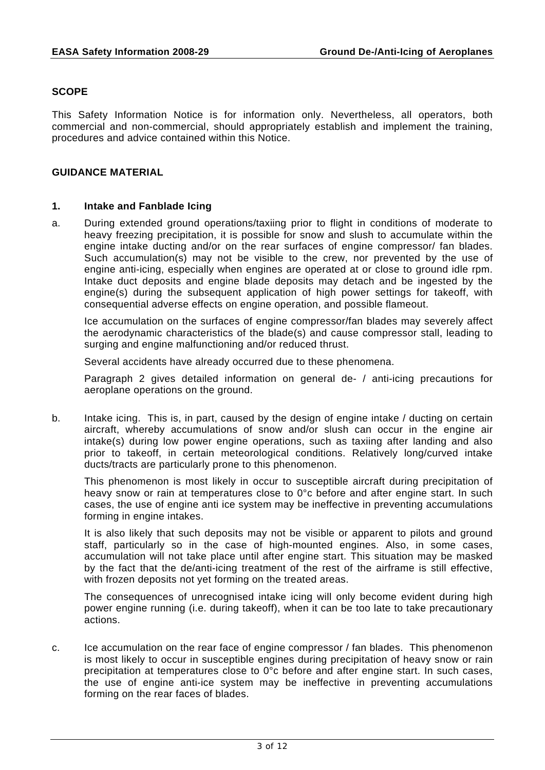## SCOPE

This Safety Information Notice is for information only. Nevertheless, all operators, both commercial and non-commercial, should appropriately establish and implement the training, procedures and advice contained within this Notice.

## GUIDANCE MATERIAL

### 1. Intake and Fanblade Icing

a. During extended ground operations/taxiing prior to flight in conditions of moderate to heavy freezing precipitation, it is possible for snow and slush to accumulate within the engine intake ducting and/or on the rear surfaces of engine compressor/ fan blades. Such accumulation(s) may not be visible to the crew, nor prevented by the use of engine anti-icing, especially when engines are operated at or close to ground idle rpm. Intake duct deposits and engine blade deposits may detach and be ingested by the engine(s) during the subsequent application of high power settings for takeoff, with consequential adverse effects on engine operation, and possible flameout.

   Ice accumulation on the surfaces of engine compressor/fan blades may severely affect the aerodynamic characteristics of the blade(s) and cause compressor stall, leading to surging and engine malfunctioning and/or reduced thrust.

   Several accidents have already occurred due to these phenomena.

   Paragraph 2 gives detailed information on general de- / anti-icing precautions for aeroplane operations on the ground.

b. Intake icing. This is, in part, caused by the design of engine intake / ducting on certain aircraft, whereby accumulations of snow and/or slush can occur in the engine air intake(s) during low power engine operations, such as taxiing after landing and also prior to takeoff, in certain meteorological conditions. Relatively long/curved intake ducts/tracts are particularly prone to this phenomenon.

   This phenomenon is most likely in occur to susceptible aircraft during precipitation of heavy snow or rain at temperatures close to 0°c before and after engine start. In such cases, the use of engine anti ice system may be ineffective in preventing accumulations forming in engine intakes.

   It is also likely that such deposits may not be visible or apparent to pilots and ground staff, particularly so in the case of high-mounted engines. Also, in some cases, accumulation will not take place until after engine start. This situation may be masked by the fact that the de/anti-icing treatment of the rest of the airframe is still effective, with frozen deposits not yet forming on the treated areas.

   The consequences of unrecognised intake icing will only become evident during high power engine running (i.e. during takeoff), when it can be too late to take precautionary actions.

c. Ice accumulation on the rear face of engine compressor / fan blades. This phenomenon is most likely to occur in susceptible engines during precipitation of heavy snow or rain precipitation at temperatures close to 0°c before and after engine start. In such cases, the use of engine anti-ice system may be ineffective in preventing accumulations forming on the rear faces of blades.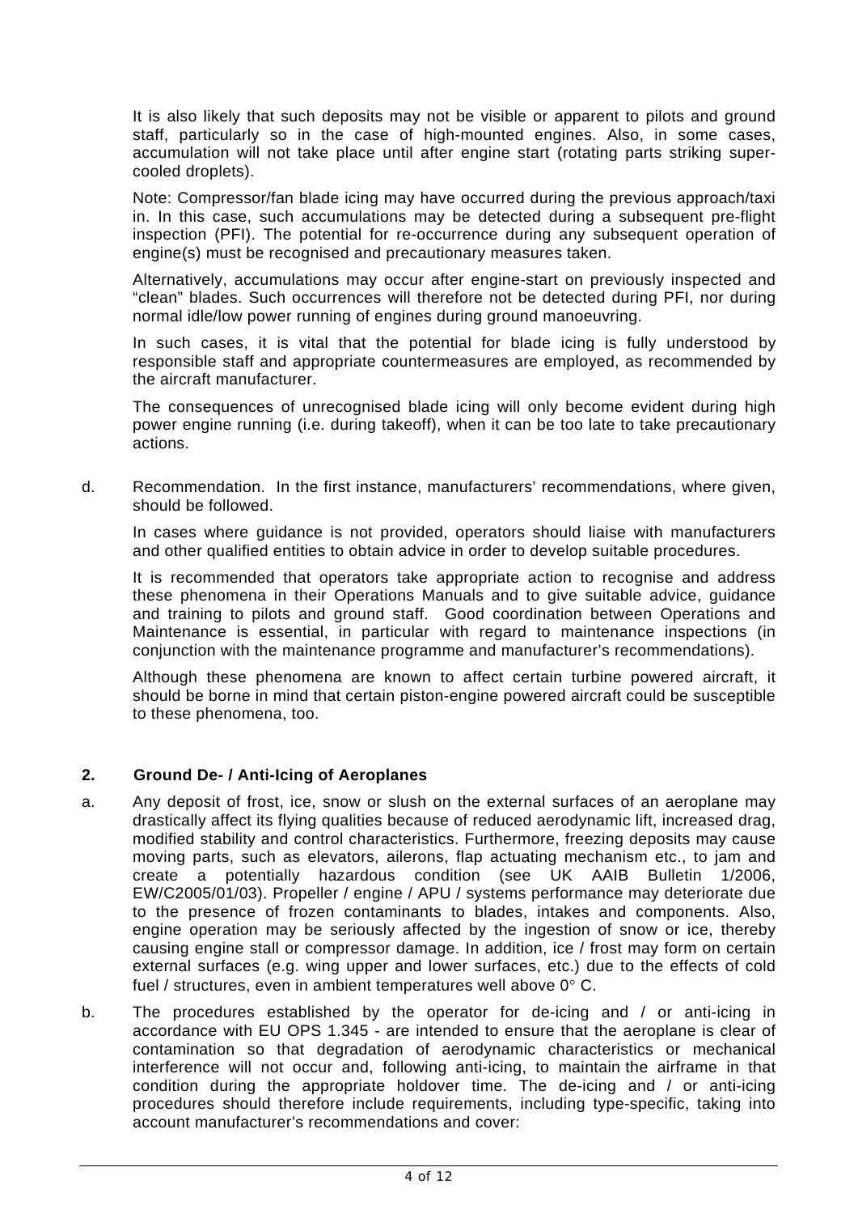It is also likely that such deposits may not be visible or apparent to pilots and ground staff, particularly so in the case of high-mounted engines. Also, in some cases, accumulation will not take place until after engine start (rotating parts striking super-cooled droplets).

Note: Compressor/fan blade icing may have occurred during the previous approach/taxi in. In this case, such accumulations may be detected during a subsequent pre-flight inspection (PFI). The potential for re-occurrence during any subsequent operation of engine(s) must be recognised and precautionary measures taken.

Alternatively, accumulations may occur after engine-start on previously inspected and "clean" blades. Such occurrences will therefore not be detected during PFI, nor during normal idle/low power running of engines during ground manoeuvring.

In such cases, it is vital that the potential for blade icing is fully understood by responsible staff and appropriate countermeasures are employed, as recommended by the aircraft manufacturer.

The consequences of unrecognised blade icing will only become evident during high power engine running (i.e. during takeoff), when it can be too late to take precautionary actions.

d. Recommendation. In the first instance, manufacturers' recommendations, where given, should be followed.

In cases where guidance is not provided, operators should liaise with manufacturers and other qualified entities to obtain advice in order to develop suitable procedures.

It is recommended that operators take appropriate action to recognise and address these phenomena in their Operations Manuals and to give suitable advice, guidance and training to pilots and ground staff. Good coordination between Operations and Maintenance is essential, in particular with regard to maintenance inspections (in conjunction with the maintenance programme and manufacturer's recommendations).

Although these phenomena are known to affect certain turbine powered aircraft, it should be borne in mind that certain piston-engine powered aircraft could be susceptible to these phenomena, too.

## 2. Ground De- / Anti-Icing of Aeroplanes

a. Any deposit of frost, ice, snow or slush on the external surfaces of an aeroplane may drastically affect its flying qualities because of reduced aerodynamic lift, increased drag, modified stability and control characteristics. Furthermore, freezing deposits may cause moving parts, such as elevators, ailerons, flap actuating mechanism etc., to jam and create a potentially hazardous condition (see UK AAIB Bulletin 1/2006, EW/C2005/01/03). Propeller / engine / APU / systems performance may deteriorate due to the presence of frozen contaminants to blades, intakes and components. Also, engine operation may be seriously affected by the ingestion of snow or ice, thereby causing engine stall or compressor damage. In addition, ice / frost may form on certain external surfaces (e.g. wing upper and lower surfaces, etc.) due to the effects of cold fuel / structures, even in ambient temperatures well above 0° C.

b. The procedures established by the operator for de-icing and / or anti-icing in accordance with EU OPS 1.345 - are intended to ensure that the aeroplane is clear of contamination so that degradation of aerodynamic characteristics or mechanical interference will not occur and, following anti-icing, to maintain the airframe in that condition during the appropriate holdover time. The de-icing and / or anti-icing procedures should therefore include requirements, including type-specific, taking into account manufacturer's recommendations and cover: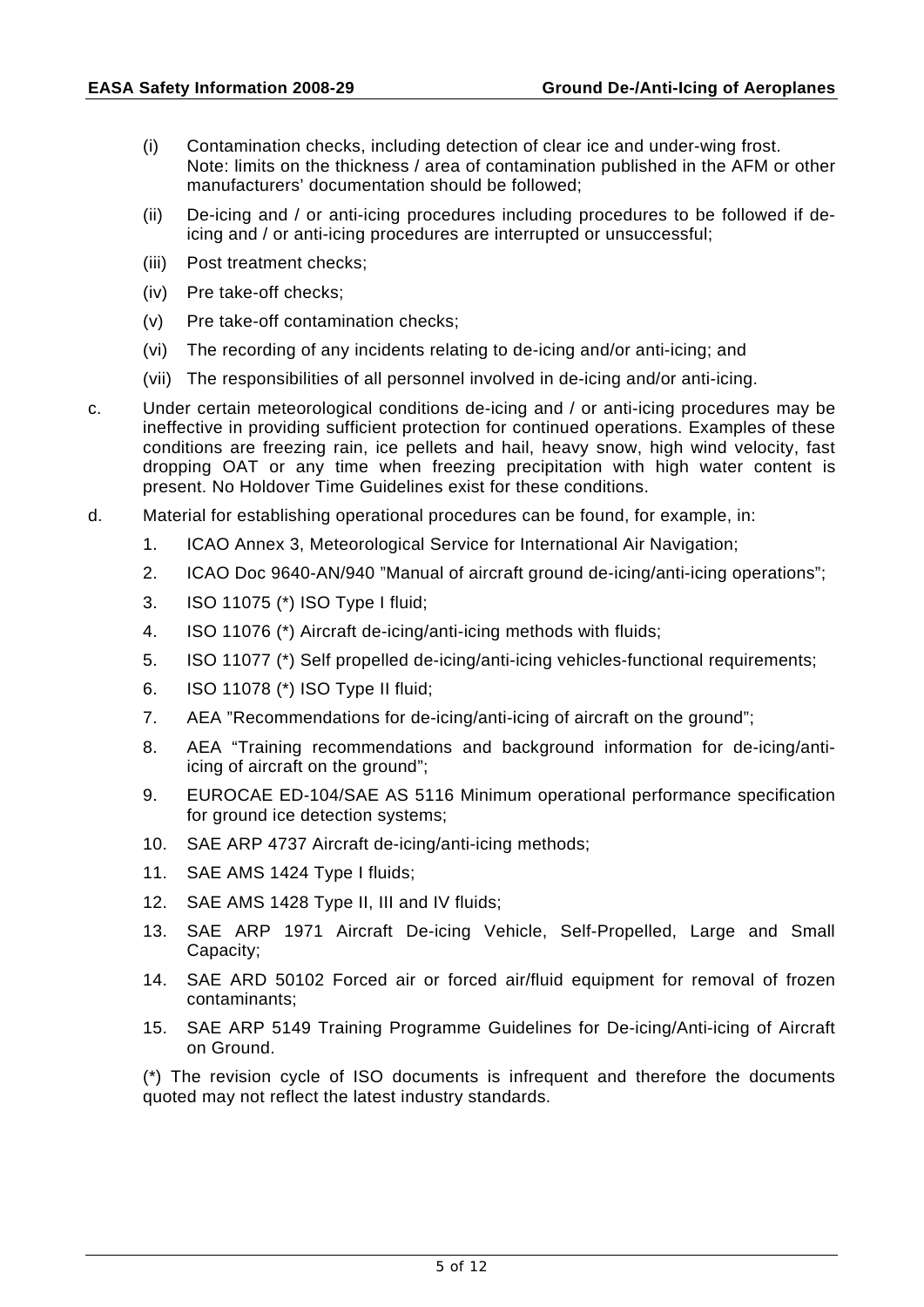(i) Contamination checks, including detection of clear ice and under-wing frost.
Note: limits on the thickness / area of contamination published in the AFM or other manufacturers' documentation should be followed;

(ii) De-icing and / or anti-icing procedures including procedures to be followed if de-icing and / or anti-icing procedures are interrupted or unsuccessful;

(iii) Post treatment checks;

(iv) Pre take-off checks;

(v) Pre take-off contamination checks;

(vi) The recording of any incidents relating to de-icing and/or anti-icing; and

(vii) The responsibilities of all personnel involved in de-icing and/or anti-icing.

c. Under certain meteorological conditions de-icing and / or anti-icing procedures may be ineffective in providing sufficient protection for continued operations. Examples of these conditions are freezing rain, ice pellets and hail, heavy snow, high wind velocity, fast dropping OAT or any time when freezing precipitation with high water content is present. No Holdover Time Guidelines exist for these conditions.

d. Material for establishing operational procedures can be found, for example, in:

1. ICAO Annex 3, Meteorological Service for International Air Navigation;
2. ICAO Doc 9640-AN/940 "Manual of aircraft ground de-icing/anti-icing operations";
3. ISO 11075 (*) ISO Type I fluid;
4. ISO 11076 (*) Aircraft de-icing/anti-icing methods with fluids;
5. ISO 11077 (*) Self propelled de-icing/anti-icing vehicles-functional requirements;
6. ISO 11078 (*) ISO Type II fluid;
7. AEA "Recommendations for de-icing/anti-icing of aircraft on the ground";
8. AEA "Training recommendations and background information for de-icing/anti-icing of aircraft on the ground";
9. EUROCAE ED-104/SAE AS 5116 Minimum operational performance specification for ground ice detection systems;
10. SAE ARP 4737 Aircraft de-icing/anti-icing methods;
11. SAE AMS 1424 Type I fluids;
12. SAE AMS 1428 Type II, III and IV fluids;
13. SAE ARP 1971 Aircraft De-icing Vehicle, Self-Propelled, Large and Small Capacity;
14. SAE ARD 50102 Forced air or forced air/fluid equipment for removal of frozen contaminants;
15. SAE ARP 5149 Training Programme Guidelines for De-icing/Anti-icing of Aircraft on Ground.

(*) The revision cycle of ISO documents is infrequent and therefore the documents quoted may not reflect the latest industry standards.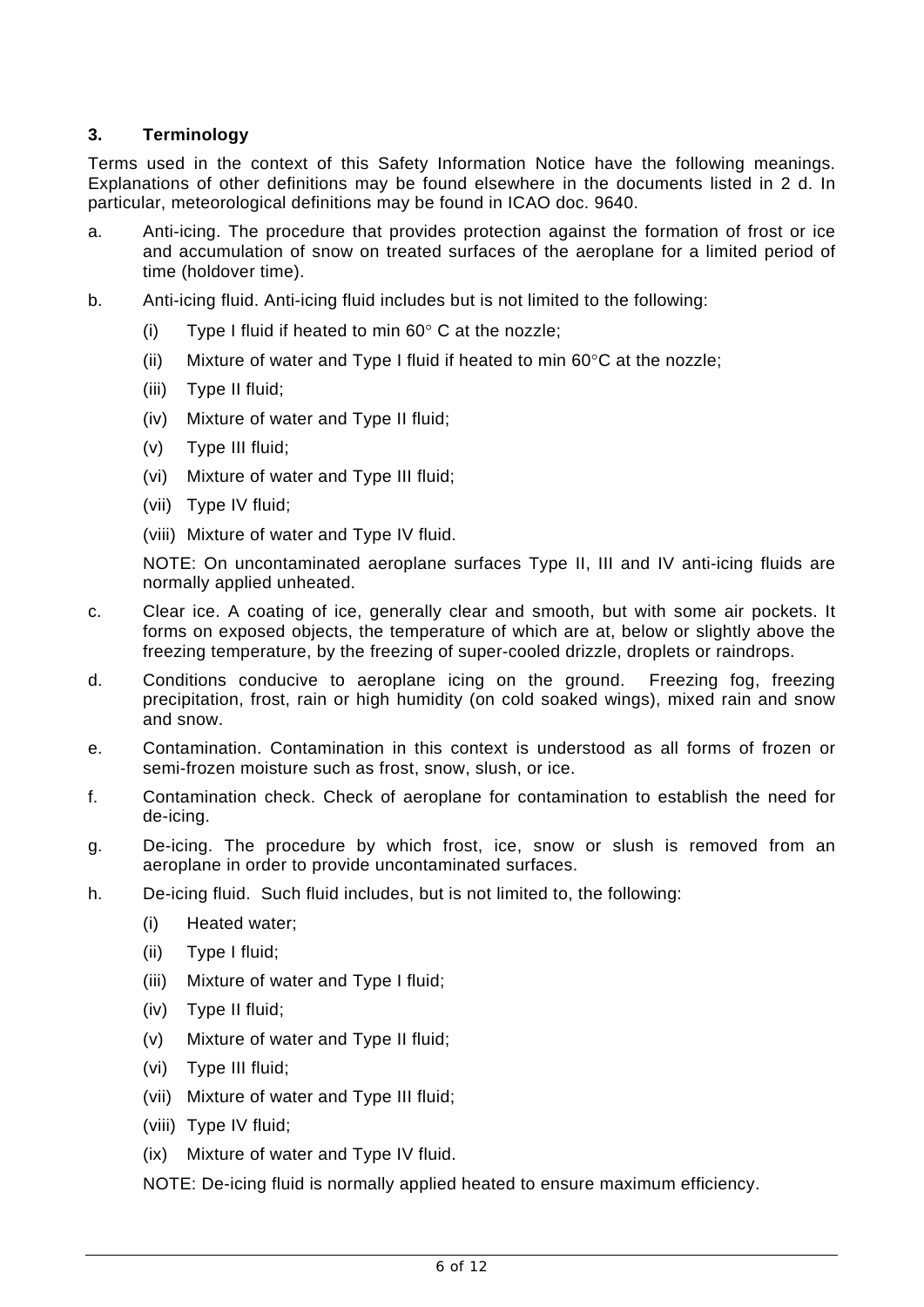## 3. Terminology

Terms used in the context of this Safety Information Notice have the following meanings. Explanations of other definitions may be found elsewhere in the documents listed in 2 d. In particular, meteorological definitions may be found in ICAO doc. 9640.

a. Anti-icing. The procedure that provides protection against the formation of frost or ice and accumulation of snow on treated surfaces of the aeroplane for a limited period of time (holdover time).

b. Anti-icing fluid. Anti-icing fluid includes but is not limited to the following:

   (i) Type I fluid if heated to min 60° C at the nozzle;

   (ii) Mixture of water and Type I fluid if heated to min 60°C at the nozzle;

   (iii) Type II fluid;

   (iv) Mixture of water and Type II fluid;

   (v) Type III fluid;

   (vi) Mixture of water and Type III fluid;

   (vii) Type IV fluid;

   (viii) Mixture of water and Type IV fluid.

   NOTE: On uncontaminated aeroplane surfaces Type II, III and IV anti-icing fluids are normally applied unheated.

c. Clear ice. A coating of ice, generally clear and smooth, but with some air pockets. It forms on exposed objects, the temperature of which are at, below or slightly above the freezing temperature, by the freezing of super-cooled drizzle, droplets or raindrops.

d. Conditions conducive to aeroplane icing on the ground. Freezing fog, freezing precipitation, frost, rain or high humidity (on cold soaked wings), mixed rain and snow and snow.

e. Contamination. Contamination in this context is understood as all forms of frozen or semi-frozen moisture such as frost, snow, slush, or ice.

f. Contamination check. Check of aeroplane for contamination to establish the need for de-icing.

g. De-icing. The procedure by which frost, ice, snow or slush is removed from an aeroplane in order to provide uncontaminated surfaces.

h. De-icing fluid. Such fluid includes, but is not limited to, the following:

   (i) Heated water;

   (ii) Type I fluid;

   (iii) Mixture of water and Type I fluid;

   (iv) Type II fluid;

   (v) Mixture of water and Type II fluid;

   (vi) Type III fluid;

   (vii) Mixture of water and Type III fluid;

   (viii) Type IV fluid;

   (ix) Mixture of water and Type IV fluid.

   NOTE: De-icing fluid is normally applied heated to ensure maximum efficiency.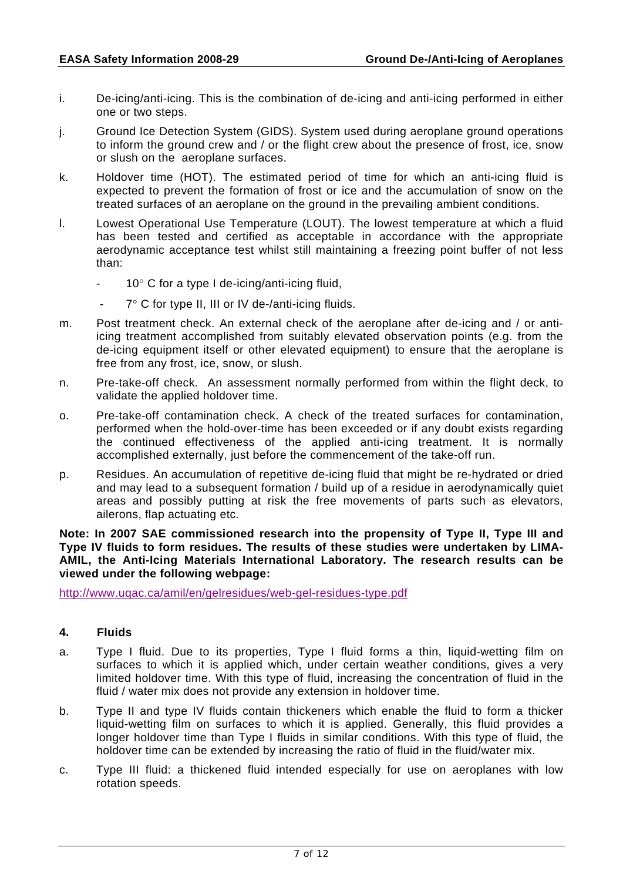i. De-icing/anti-icing. This is the combination of de-icing and anti-icing performed in either one or two steps.

j. Ground Ice Detection System (GIDS). System used during aeroplane ground operations to inform the ground crew and / or the flight crew about the presence of frost, ice, snow or slush on the aeroplane surfaces.

k. Holdover time (HOT). The estimated period of time for which an anti-icing fluid is expected to prevent the formation of frost or ice and the accumulation of snow on the treated surfaces of an aeroplane on the ground in the prevailing ambient conditions.

l. Lowest Operational Use Temperature (LOUT). The lowest temperature at which a fluid has been tested and certified as acceptable in accordance with the appropriate aerodynamic acceptance test whilst still maintaining a freezing point buffer of not less than:

- 10° C for a type I de-icing/anti-icing fluid,
- 7° C for type II, III or IV de-/anti-icing fluids.

m. Post treatment check. An external check of the aeroplane after de-icing and / or anti-icing treatment accomplished from suitably elevated observation points (e.g. from the de-icing equipment itself or other elevated equipment) to ensure that the aeroplane is free from any frost, ice, snow, or slush.

n. Pre-take-off check. An assessment normally performed from within the flight deck, to validate the applied holdover time.

o. Pre-take-off contamination check. A check of the treated surfaces for contamination, performed when the hold-over-time has been exceeded or if any doubt exists regarding the continued effectiveness of the applied anti-icing treatment. It is normally accomplished externally, just before the commencement of the take-off run.

p. Residues. An accumulation of repetitive de-icing fluid that might be re-hydrated or dried and may lead to a subsequent formation / build up of a residue in aerodynamically quiet areas and possibly putting at risk the free movements of parts such as elevators, ailerons, flap actuating etc.

**Note: In 2007 SAE commissioned research into the propensity of Type II, Type III and Type IV fluids to form residues. The results of these studies were undertaken by LIMA-AMIL, the Anti-Icing Materials International Laboratory. The research results can be viewed under the following webpage:**

http://www.uqac.ca/amil/en/gelresidues/web-gel-residues-type.pdf

## 4. Fluids

a. Type I fluid. Due to its properties, Type I fluid forms a thin, liquid-wetting film on surfaces to which it is applied which, under certain weather conditions, gives a very limited holdover time. With this type of fluid, increasing the concentration of fluid in the fluid / water mix does not provide any extension in holdover time.

b. Type II and type IV fluids contain thickeners which enable the fluid to form a thicker liquid-wetting film on surfaces to which it is applied. Generally, this fluid provides a longer holdover time than Type I fluids in similar conditions. With this type of fluid, the holdover time can be extended by increasing the ratio of fluid in the fluid/water mix.

c. Type III fluid: a thickened fluid intended especially for use on aeroplanes with low rotation speeds.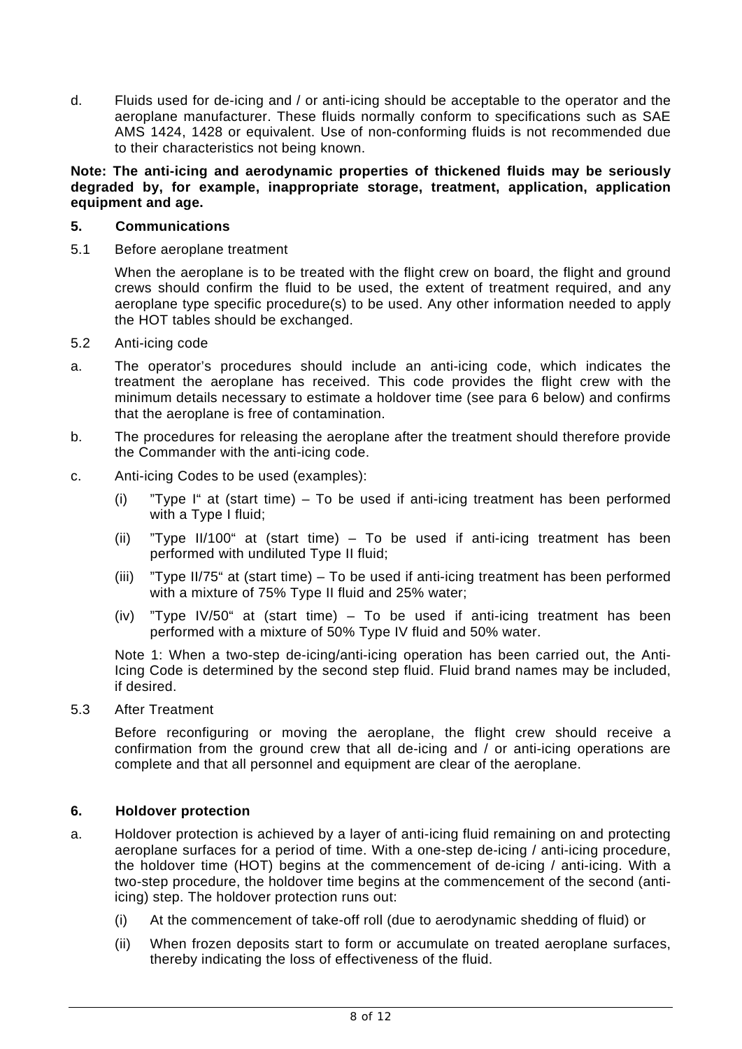d. Fluids used for de-icing and / or anti-icing should be acceptable to the operator and the aeroplane manufacturer. These fluids normally conform to specifications such as SAE AMS 1424, 1428 or equivalent. Use of non-conforming fluids is not recommended due to their characteristics not being known.

**Note: The anti-icing and aerodynamic properties of thickened fluids may be seriously degraded by, for example, inappropriate storage, treatment, application, application equipment and age.**

### 5. Communications

5.1 Before aeroplane treatment

When the aeroplane is to be treated with the flight crew on board, the flight and ground crews should confirm the fluid to be used, the extent of treatment required, and any aeroplane type specific procedure(s) to be used. Any other information needed to apply the HOT tables should be exchanged.

5.2 Anti-icing code

a. The operator's procedures should include an anti-icing code, which indicates the treatment the aeroplane has received. This code provides the flight crew with the minimum details necessary to estimate a holdover time (see para 6 below) and confirms that the aeroplane is free of contamination.

b. The procedures for releasing the aeroplane after the treatment should therefore provide the Commander with the anti-icing code.

c. Anti-icing Codes to be used (examples):

(i) "Type I" at (start time) – To be used if anti-icing treatment has been performed with a Type I fluid;

(ii) "Type II/100" at (start time) – To be used if anti-icing treatment has been performed with undiluted Type II fluid;

(iii) "Type II/75" at (start time) – To be used if anti-icing treatment has been performed with a mixture of 75% Type II fluid and 25% water;

(iv) "Type IV/50" at (start time) – To be used if anti-icing treatment has been performed with a mixture of 50% Type IV fluid and 50% water.

Note 1: When a two-step de-icing/anti-icing operation has been carried out, the Anti-Icing Code is determined by the second step fluid. Fluid brand names may be included, if desired.

5.3 After Treatment

Before reconfiguring or moving the aeroplane, the flight crew should receive a confirmation from the ground crew that all de-icing and / or anti-icing operations are complete and that all personnel and equipment are clear of the aeroplane.

### 6. Holdover protection

a. Holdover protection is achieved by a layer of anti-icing fluid remaining on and protecting aeroplane surfaces for a period of time. With a one-step de-icing / anti-icing procedure, the holdover time (HOT) begins at the commencement of de-icing / anti-icing. With a two-step procedure, the holdover time begins at the commencement of the second (anti-icing) step. The holdover protection runs out:

(i) At the commencement of take-off roll (due to aerodynamic shedding of fluid) or

(ii) When frozen deposits start to form or accumulate on treated aeroplane surfaces, thereby indicating the loss of effectiveness of the fluid.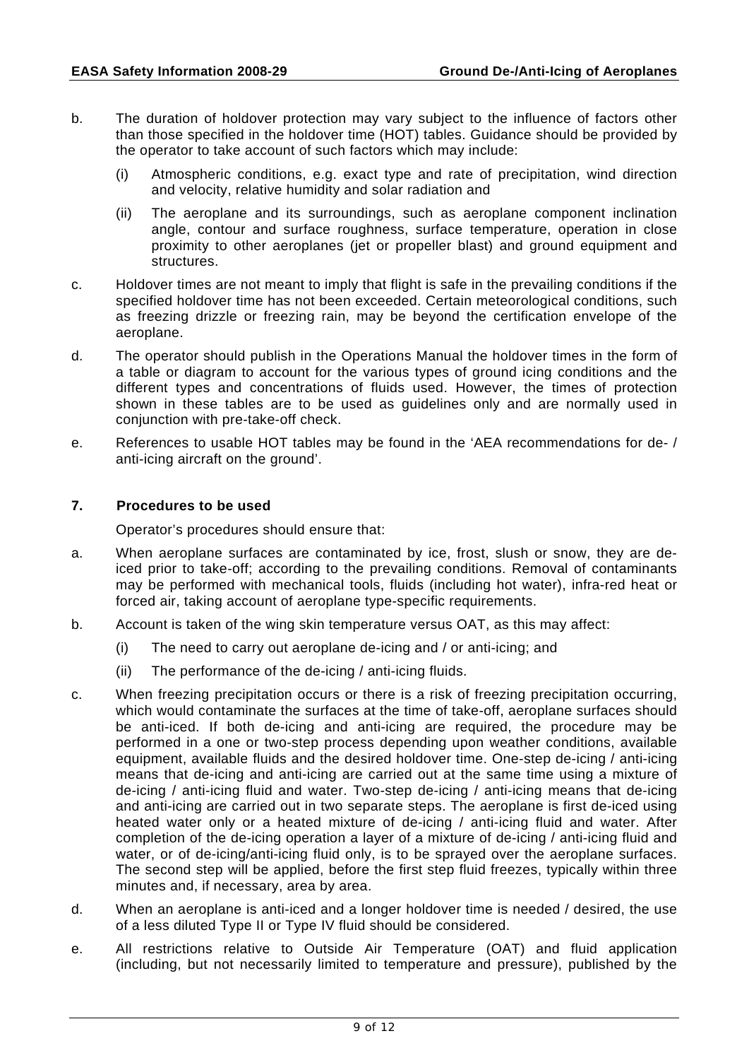b. The duration of holdover protection may vary subject to the influence of factors other than those specified in the holdover time (HOT) tables. Guidance should be provided by the operator to take account of such factors which may include:

   (i) Atmospheric conditions, e.g. exact type and rate of precipitation, wind direction and velocity, relative humidity and solar radiation and

   (ii) The aeroplane and its surroundings, such as aeroplane component inclination angle, contour and surface roughness, surface temperature, operation in close proximity to other aeroplanes (jet or propeller blast) and ground equipment and structures.

c. Holdover times are not meant to imply that flight is safe in the prevailing conditions if the specified holdover time has not been exceeded. Certain meteorological conditions, such as freezing drizzle or freezing rain, may be beyond the certification envelope of the aeroplane.

d. The operator should publish in the Operations Manual the holdover times in the form of a table or diagram to account for the various types of ground icing conditions and the different types and concentrations of fluids used. However, the times of protection shown in these tables are to be used as guidelines only and are normally used in conjunction with pre-take-off check.

e. References to usable HOT tables may be found in the 'AEA recommendations for de- / anti-icing aircraft on the ground'.

## 7. Procedures to be used

Operator's procedures should ensure that:

a. When aeroplane surfaces are contaminated by ice, frost, slush or snow, they are de-iced prior to take-off; according to the prevailing conditions. Removal of contaminants may be performed with mechanical tools, fluids (including hot water), infra-red heat or forced air, taking account of aeroplane type-specific requirements.

b. Account is taken of the wing skin temperature versus OAT, as this may affect:

   (i) The need to carry out aeroplane de-icing and / or anti-icing; and

   (ii) The performance of the de-icing / anti-icing fluids.

c. When freezing precipitation occurs or there is a risk of freezing precipitation occurring, which would contaminate the surfaces at the time of take-off, aeroplane surfaces should be anti-iced. If both de-icing and anti-icing are required, the procedure may be performed in a one or two-step process depending upon weather conditions, available equipment, available fluids and the desired holdover time. One-step de-icing / anti-icing means that de-icing and anti-icing are carried out at the same time using a mixture of de-icing / anti-icing fluid and water. Two-step de-icing / anti-icing means that de-icing and anti-icing are carried out in two separate steps. The aeroplane is first de-iced using heated water only or a heated mixture of de-icing / anti-icing fluid and water. After completion of the de-icing operation a layer of a mixture of de-icing / anti-icing fluid and water, or of de-icing/anti-icing fluid only, is to be sprayed over the aeroplane surfaces. The second step will be applied, before the first step fluid freezes, typically within three minutes and, if necessary, area by area.

d. When an aeroplane is anti-iced and a longer holdover time is needed / desired, the use of a less diluted Type II or Type IV fluid should be considered.

e. All restrictions relative to Outside Air Temperature (OAT) and fluid application (including, but not necessarily limited to temperature and pressure), published by the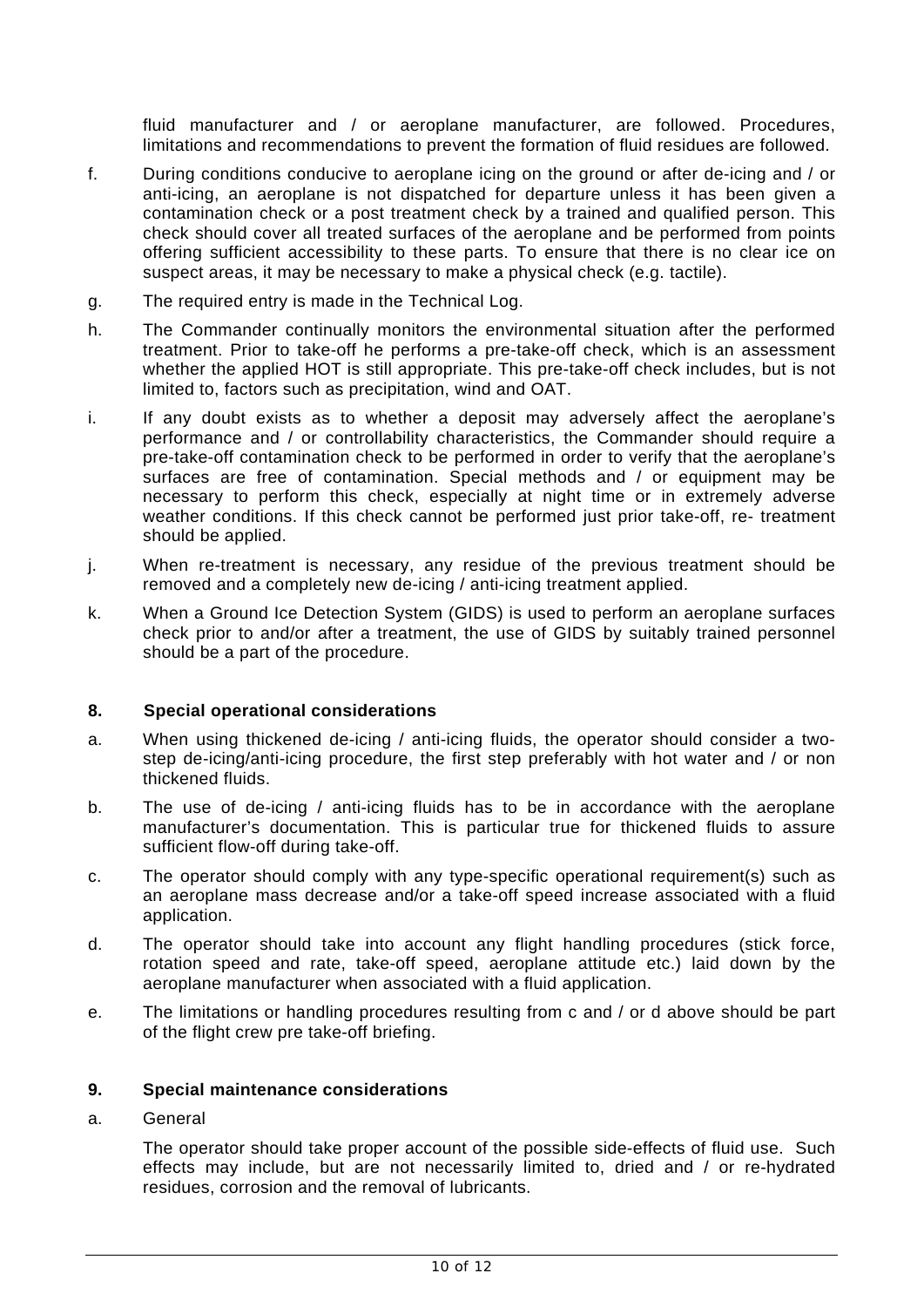fluid manufacturer and / or aeroplane manufacturer, are followed. Procedures, limitations and recommendations to prevent the formation of fluid residues are followed.

f. During conditions conducive to aeroplane icing on the ground or after de-icing and / or anti-icing, an aeroplane is not dispatched for departure unless it has been given a contamination check or a post treatment check by a trained and qualified person. This check should cover all treated surfaces of the aeroplane and be performed from points offering sufficient accessibility to these parts. To ensure that there is no clear ice on suspect areas, it may be necessary to make a physical check (e.g. tactile).

g. The required entry is made in the Technical Log.

h. The Commander continually monitors the environmental situation after the performed treatment. Prior to take-off he performs a pre-take-off check, which is an assessment whether the applied HOT is still appropriate. This pre-take-off check includes, but is not limited to, factors such as precipitation, wind and OAT.

i. If any doubt exists as to whether a deposit may adversely affect the aeroplane's performance and / or controllability characteristics, the Commander should require a pre-take-off contamination check to be performed in order to verify that the aeroplane's surfaces are free of contamination. Special methods and / or equipment may be necessary to perform this check, especially at night time or in extremely adverse weather conditions. If this check cannot be performed just prior take-off, re- treatment should be applied.

j. When re-treatment is necessary, any residue of the previous treatment should be removed and a completely new de-icing / anti-icing treatment applied.

k. When a Ground Ice Detection System (GIDS) is used to perform an aeroplane surfaces check prior to and/or after a treatment, the use of GIDS by suitably trained personnel should be a part of the procedure.

**8. Special operational considerations**

a. When using thickened de-icing / anti-icing fluids, the operator should consider a two-step de-icing/anti-icing procedure, the first step preferably with hot water and / or non thickened fluids.

b. The use of de-icing / anti-icing fluids has to be in accordance with the aeroplane manufacturer's documentation. This is particular true for thickened fluids to assure sufficient flow-off during take-off.

c. The operator should comply with any type-specific operational requirement(s) such as an aeroplane mass decrease and/or a take-off speed increase associated with a fluid application.

d. The operator should take into account any flight handling procedures (stick force, rotation speed and rate, take-off speed, aeroplane attitude etc.) laid down by the aeroplane manufacturer when associated with a fluid application.

e. The limitations or handling procedures resulting from c and / or d above should be part of the flight crew pre take-off briefing.

**9. Special maintenance considerations**

a. General

The operator should take proper account of the possible side-effects of fluid use. Such effects may include, but are not necessarily limited to, dried and / or re-hydrated residues, corrosion and the removal of lubricants.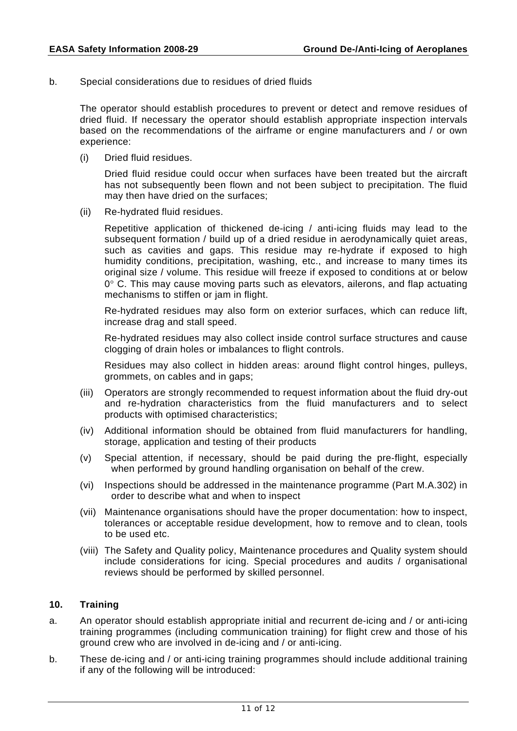b. Special considerations due to residues of dried fluids

The operator should establish procedures to prevent or detect and remove residues of dried fluid. If necessary the operator should establish appropriate inspection intervals based on the recommendations of the airframe or engine manufacturers and / or own experience:

(i) Dried fluid residues.

Dried fluid residue could occur when surfaces have been treated but the aircraft has not subsequently been flown and not been subject to precipitation. The fluid may then have dried on the surfaces;

(ii) Re-hydrated fluid residues.

Repetitive application of thickened de-icing / anti-icing fluids may lead to the subsequent formation / build up of a dried residue in aerodynamically quiet areas, such as cavities and gaps. This residue may re-hydrate if exposed to high humidity conditions, precipitation, washing, etc., and increase to many times its original size / volume. This residue will freeze if exposed to conditions at or below 0° C. This may cause moving parts such as elevators, ailerons, and flap actuating mechanisms to stiffen or jam in flight.

Re-hydrated residues may also form on exterior surfaces, which can reduce lift, increase drag and stall speed.

Re-hydrated residues may also collect inside control surface structures and cause clogging of drain holes or imbalances to flight controls.

Residues may also collect in hidden areas: around flight control hinges, pulleys, grommets, on cables and in gaps;

(iii) Operators are strongly recommended to request information about the fluid dry-out and re-hydration characteristics from the fluid manufacturers and to select products with optimised characteristics;

(iv) Additional information should be obtained from fluid manufacturers for handling, storage, application and testing of their products

(v) Special attention, if necessary, should be paid during the pre-flight, especially when performed by ground handling organisation on behalf of the crew.

(vi) Inspections should be addressed in the maintenance programme (Part M.A.302) in order to describe what and when to inspect

(vii) Maintenance organisations should have the proper documentation: how to inspect, tolerances or acceptable residue development, how to remove and to clean, tools to be used etc.

(viii) The Safety and Quality policy, Maintenance procedures and Quality system should include considerations for icing. Special procedures and audits / organisational reviews should be performed by skilled personnel.

## 10. Training

a. An operator should establish appropriate initial and recurrent de-icing and / or anti-icing training programmes (including communication training) for flight crew and those of his ground crew who are involved in de-icing and / or anti-icing.

b. These de-icing and / or anti-icing training programmes should include additional training if any of the following will be introduced: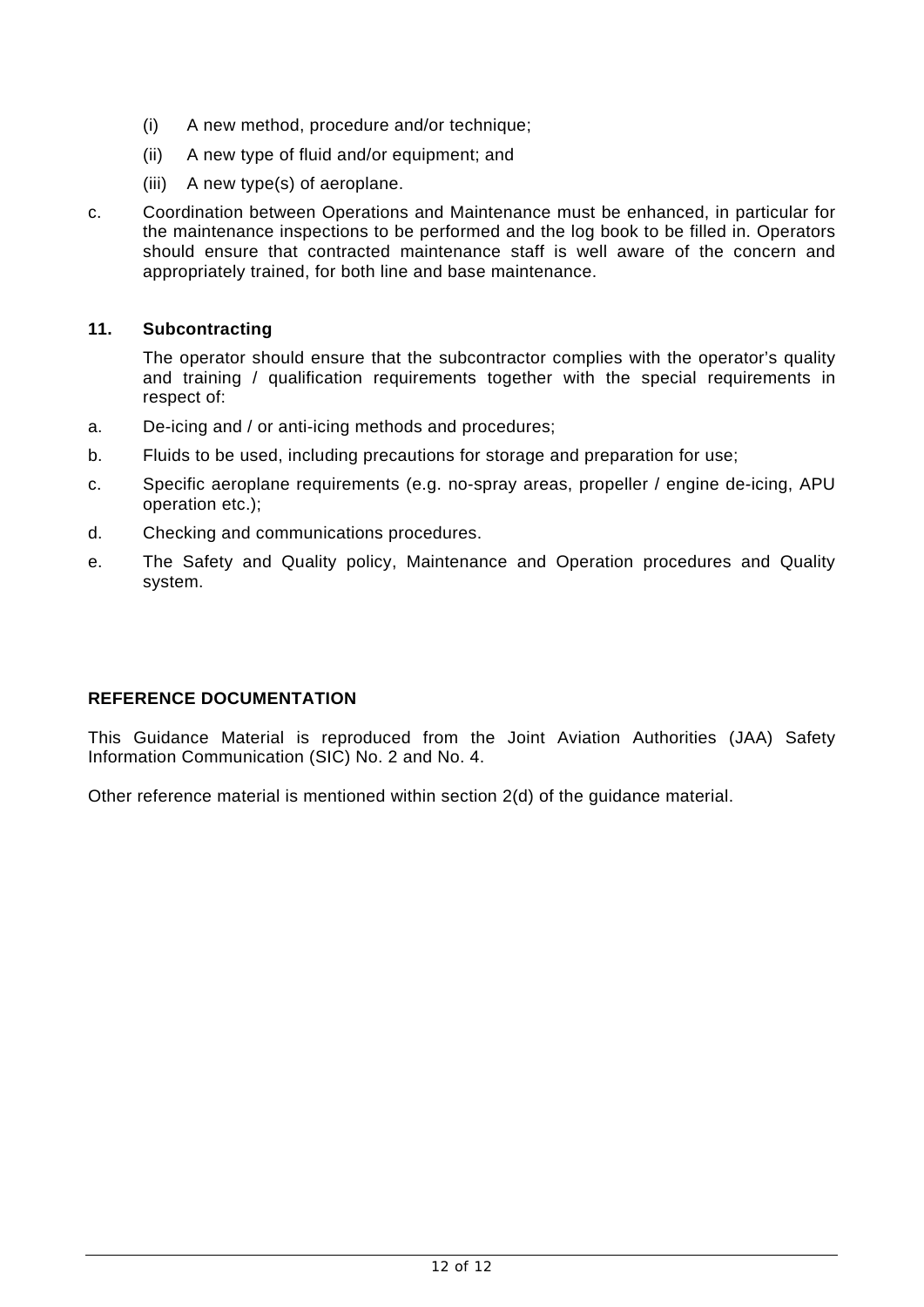(i) A new method, procedure and/or technique;

(ii) A new type of fluid and/or equipment; and

(iii) A new type(s) of aeroplane.

c. Coordination between Operations and Maintenance must be enhanced, in particular for the maintenance inspections to be performed and the log book to be filled in. Operators should ensure that contracted maintenance staff is well aware of the concern and appropriately trained, for both line and base maintenance.

### 11. Subcontracting

The operator should ensure that the subcontractor complies with the operator's quality and training / qualification requirements together with the special requirements in respect of:

a. De-icing and / or anti-icing methods and procedures;

b. Fluids to be used, including precautions for storage and preparation for use;

c. Specific aeroplane requirements (e.g. no-spray areas, propeller / engine de-icing, APU operation etc.);

d. Checking and communications procedures.

e. The Safety and Quality policy, Maintenance and Operation procedures and Quality system.

## REFERENCE DOCUMENTATION

This Guidance Material is reproduced from the Joint Aviation Authorities (JAA) Safety Information Communication (SIC) No. 2 and No. 4.

Other reference material is mentioned within section 2(d) of the guidance material.